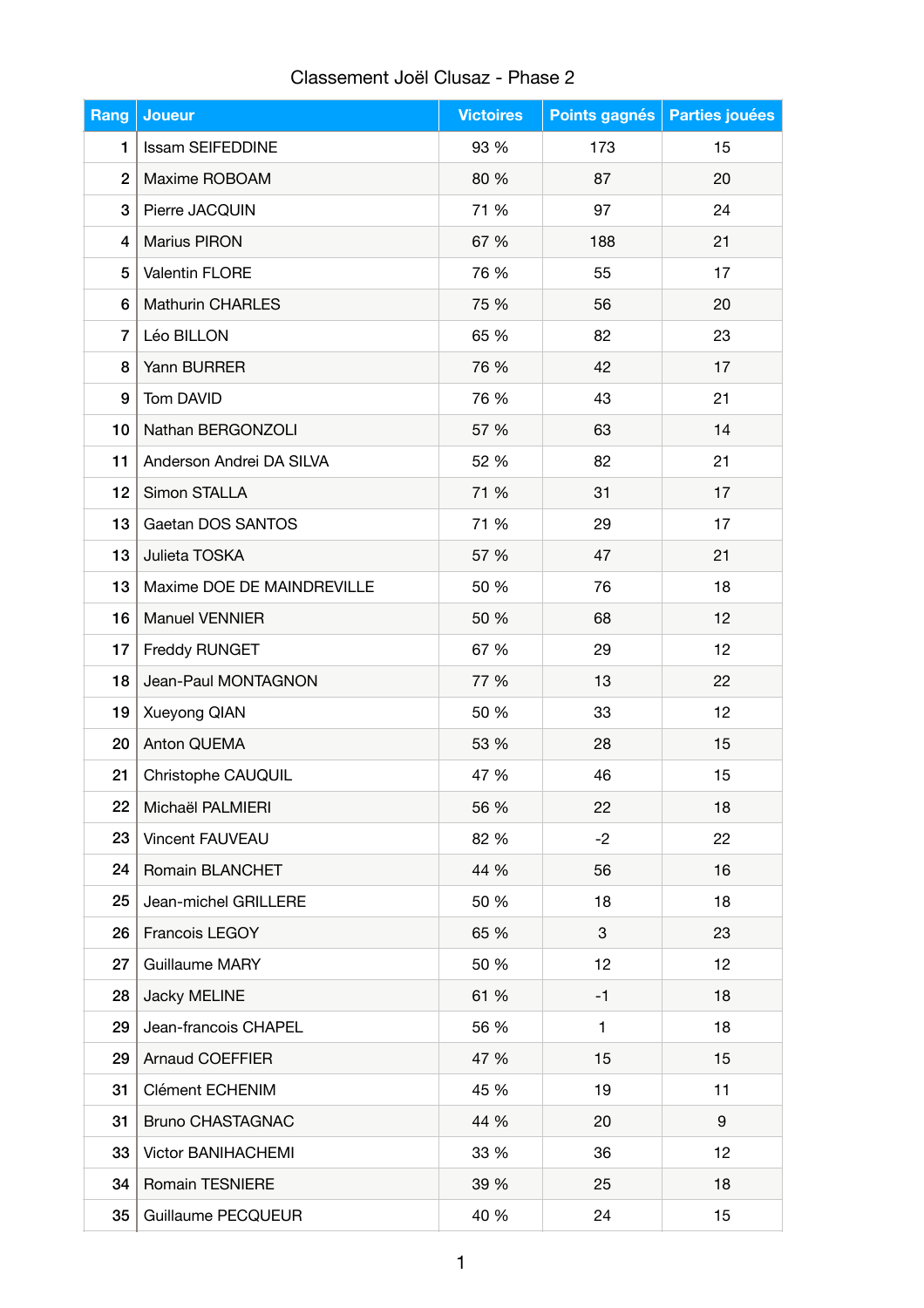Classement Joël Clusaz - Phase 2

| Rang | Joueur | Victoires | Points gagnés | Parties jouées |
|---|---|---|---|---|
| 1 | Issam SEIFEDDINE | 93 % | 173 | 15 |
| 2 | Maxime ROBOAM | 80 % | 87 | 20 |
| 3 | Pierre JACQUIN | 71 % | 97 | 24 |
| 4 | Marius PIRON | 67 % | 188 | 21 |
| 5 | Valentin FLORE | 76 % | 55 | 17 |
| 6 | Mathurin CHARLES | 75 % | 56 | 20 |
| 7 | Léo BILLON | 65 % | 82 | 23 |
| 8 | Yann BURRER | 76 % | 42 | 17 |
| 9 | Tom DAVID | 76 % | 43 | 21 |
| 10 | Nathan BERGONZOLI | 57 % | 63 | 14 |
| 11 | Anderson Andrei DA SILVA | 52 % | 82 | 21 |
| 12 | Simon STALLA | 71 % | 31 | 17 |
| 13 | Gaetan DOS SANTOS | 71 % | 29 | 17 |
| 13 | Julieta TOSKA | 57 % | 47 | 21 |
| 13 | Maxime DOE DE MAINDREVILLE | 50 % | 76 | 18 |
| 16 | Manuel VENNIER | 50 % | 68 | 12 |
| 17 | Freddy RUNGET | 67 % | 29 | 12 |
| 18 | Jean-Paul MONTAGNON | 77 % | 13 | 22 |
| 19 | Xueyong QIAN | 50 % | 33 | 12 |
| 20 | Anton QUEMA | 53 % | 28 | 15 |
| 21 | Christophe CAUQUIL | 47 % | 46 | 15 |
| 22 | Michaël PALMIERI | 56 % | 22 | 18 |
| 23 | Vincent FAUVEAU | 82 % | -2 | 22 |
| 24 | Romain BLANCHET | 44 % | 56 | 16 |
| 25 | Jean-michel GRILLERE | 50 % | 18 | 18 |
| 26 | Francois LEGOY | 65 % | 3 | 23 |
| 27 | Guillaume MARY | 50 % | 12 | 12 |
| 28 | Jacky MELINE | 61 % | -1 | 18 |
| 29 | Jean-francois CHAPEL | 56 % | 1 | 18 |
| 29 | Arnaud COEFFIER | 47 % | 15 | 15 |
| 31 | Clément ECHENIM | 45 % | 19 | 11 |
| 31 | Bruno CHASTAGNAC | 44 % | 20 | 9 |
| 33 | Victor BANIHACHEMI | 33 % | 36 | 12 |
| 34 | Romain TESNIERE | 39 % | 25 | 18 |
| 35 | Guillaume PECQUEUR | 40 % | 24 | 15 |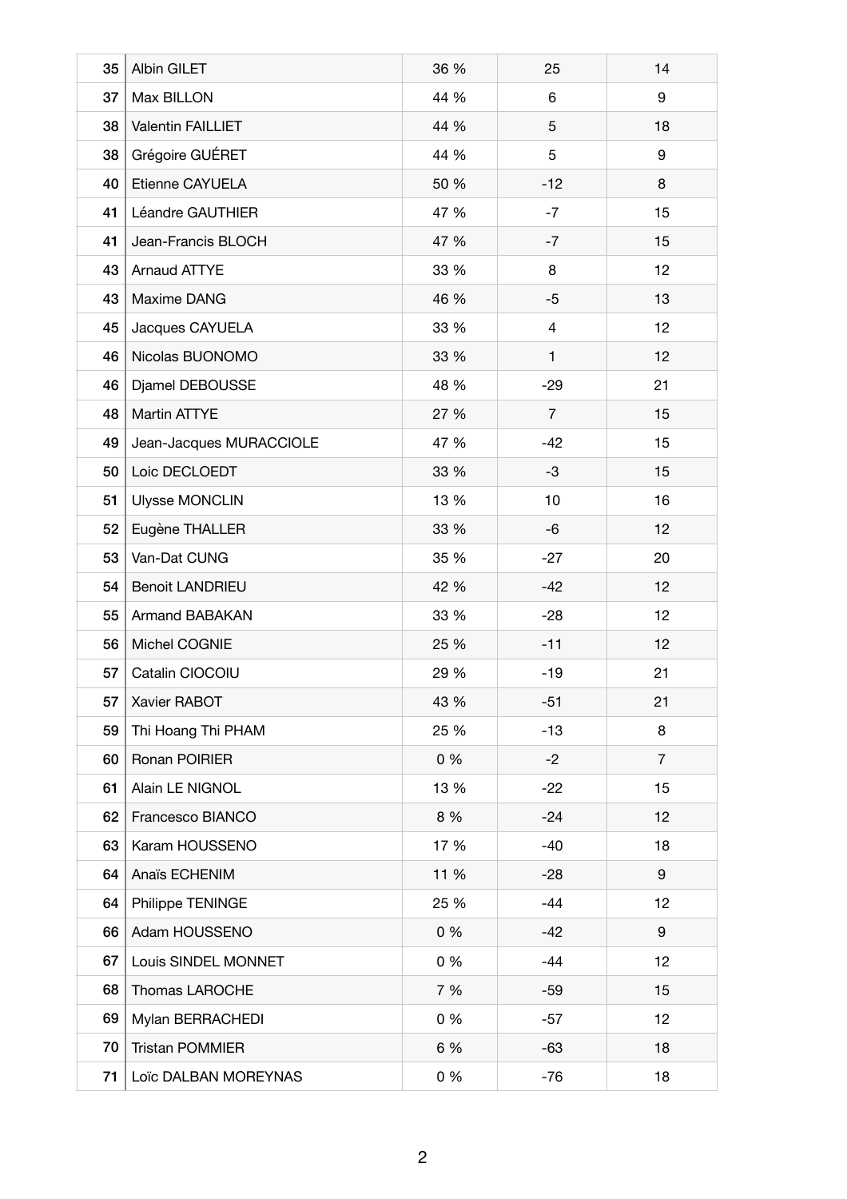| | | | | |
|---|---|---|---|---|
| 35 | Albin GILET | 36 % | 25 | 14 |
| 37 | Max BILLON | 44 % | 6 | 9 |
| 38 | Valentin FAILLIET | 44 % | 5 | 18 |
| 38 | Grégoire GUÉRET | 44 % | 5 | 9 |
| 40 | Etienne CAYUELA | 50 % | -12 | 8 |
| 41 | Léandre GAUTHIER | 47 % | -7 | 15 |
| 41 | Jean-Francis BLOCH | 47 % | -7 | 15 |
| 43 | Arnaud ATTYE | 33 % | 8 | 12 |
| 43 | Maxime DANG | 46 % | -5 | 13 |
| 45 | Jacques CAYUELA | 33 % | 4 | 12 |
| 46 | Nicolas BUONOMO | 33 % | 1 | 12 |
| 46 | Djamel DEBOUSSE | 48 % | -29 | 21 |
| 48 | Martin ATTYE | 27 % | 7 | 15 |
| 49 | Jean-Jacques MURACCIOLE | 47 % | -42 | 15 |
| 50 | Loic DECLOEDT | 33 % | -3 | 15 |
| 51 | Ulysse MONCLIN | 13 % | 10 | 16 |
| 52 | Eugène THALLER | 33 % | -6 | 12 |
| 53 | Van-Dat CUNG | 35 % | -27 | 20 |
| 54 | Benoit LANDRIEU | 42 % | -42 | 12 |
| 55 | Armand BABAKAN | 33 % | -28 | 12 |
| 56 | Michel COGNIE | 25 % | -11 | 12 |
| 57 | Catalin CIOCOIU | 29 % | -19 | 21 |
| 57 | Xavier RABOT | 43 % | -51 | 21 |
| 59 | Thi Hoang Thi PHAM | 25 % | -13 | 8 |
| 60 | Ronan POIRIER | 0 % | -2 | 7 |
| 61 | Alain LE NIGNOL | 13 % | -22 | 15 |
| 62 | Francesco BIANCO | 8 % | -24 | 12 |
| 63 | Karam HOUSSENO | 17 % | -40 | 18 |
| 64 | Anaïs ECHENIM | 11 % | -28 | 9 |
| 64 | Philippe TENINGE | 25 % | -44 | 12 |
| 66 | Adam HOUSSENO | 0 % | -42 | 9 |
| 67 | Louis SINDEL MONNET | 0 % | -44 | 12 |
| 68 | Thomas LAROCHE | 7 % | -59 | 15 |
| 69 | Mylan BERRACHEDI | 0 % | -57 | 12 |
| 70 | Tristan POMMIER | 6 % | -63 | 18 |
| 71 | Loïc DALBAN MOREYNAS | 0 % | -76 | 18 |